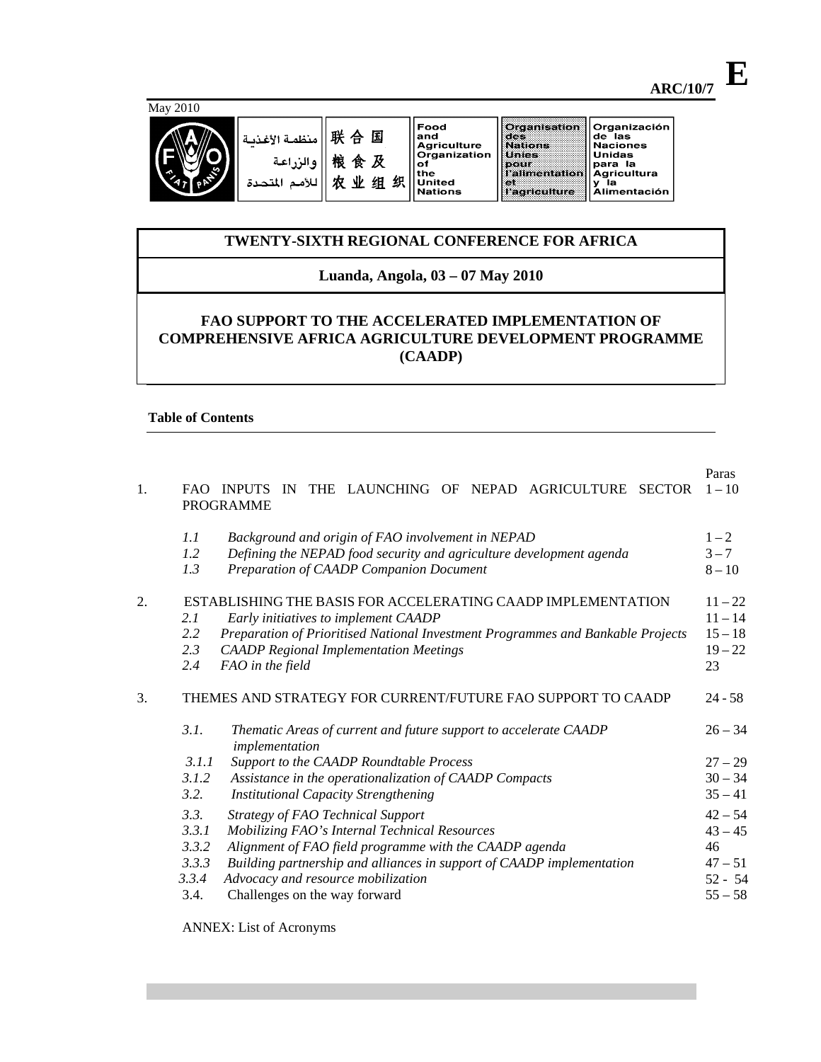ARC/10/7 **E**

May 2010

| منظمة الأغذية والزراعة للأمم المتحدة | 联合国粮食及农业组织 | Food and Agriculture Organization of the United Nations | Organisation des Nations Unies pour l'alimentation et l'agriculture | Organización de las Naciones Unidas para la Agricultura y la Alimentación |
|---|---|---|---|---|

# TWENTY-SIXTH REGIONAL CONFERENCE FOR AFRICA

## Luanda, Angola, 03 – 07 May 2010

## FAO SUPPORT TO THE ACCELERATED IMPLEMENTATION OF COMPREHENSIVE AFRICA AGRICULTURE DEVELOPMENT PROGRAMME (CAADP)

**Table of Contents**

| | | Paras |
|---|---|---|
| 1. | FAO INPUTS IN THE LAUNCHING OF NEPAD AGRICULTURE SECTOR PROGRAMME | 1 – 10 |
| *1.1* | *Background and origin of FAO involvement in NEPAD* | 1 – 2 |
| *1.2* | *Defining the NEPAD food security and agriculture development agenda* | 3 – 7 |
| *1.3* | *Preparation of CAADP Companion Document* | 8 – 10 |
| 2. | ESTABLISHING THE BASIS FOR ACCELERATING CAADP IMPLEMENTATION | 11 – 22 |
| *2.1* | *Early initiatives to implement CAADP* | 11 – 14 |
| *2.2* | *Preparation of Prioritised National Investment Programmes and Bankable Projects* | 15 – 18 |
| *2.3* | *CAADP Regional Implementation Meetings* | 19 – 22 |
| *2.4* | *FAO in the field* | 23 |
| 3. | THEMES AND STRATEGY FOR CURRENT/FUTURE FAO SUPPORT TO CAADP | 24 - 58 |
| *3.1.* | *Thematic Areas of current and future support to accelerate CAADP implementation* | 26 – 34 |
| *3.1.1* | *Support to the CAADP Roundtable Process* | 27 – 29 |
| *3.1.2* | *Assistance in the operationalization of CAADP Compacts* | 30 – 34 |
| *3.2.* | *Institutional Capacity Strengthening* | 35 – 41 |
| *3.3.* | *Strategy of FAO Technical Support* | 42 – 54 |
| *3.3.1* | *Mobilizing FAO's Internal Technical Resources* | 43 – 45 |
| *3.3.2* | *Alignment of FAO field programme with the CAADP agenda* | 46 |
| *3.3.3* | *Building partnership and alliances in support of CAADP implementation* | 47 – 51 |
| *3.3.4* | *Advocacy and resource mobilization* | 52 - 54 |
| 3.4. | Challenges on the way forward | 55 – 58 |

ANNEX: List of Acronyms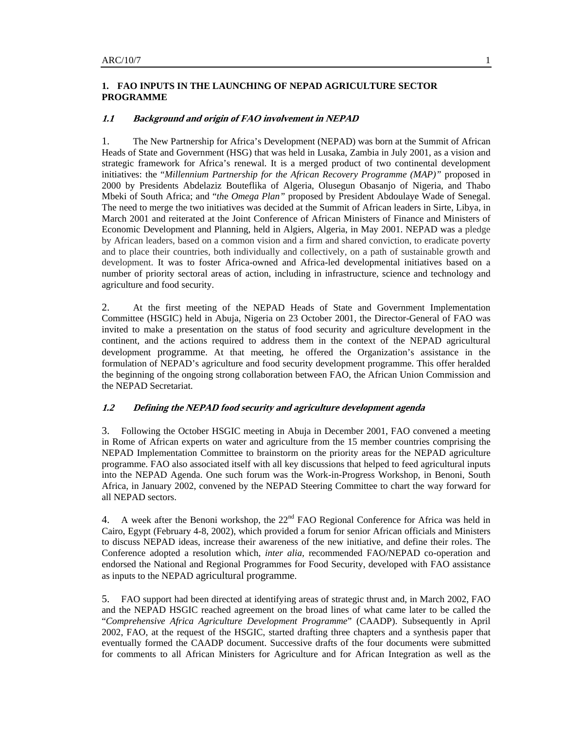## 1. FAO INPUTS IN THE LAUNCHING OF NEPAD AGRICULTURE SECTOR PROGRAMME

### *1.1 Background and origin of FAO involvement in NEPAD*

1. The New Partnership for Africa's Development (NEPAD) was born at the Summit of African Heads of State and Government (HSG) that was held in Lusaka, Zambia in July 2001, as a vision and strategic framework for Africa's renewal. It is a merged product of two continental development initiatives: the "*Millennium Partnership for the African Recovery Programme (MAP)"* proposed in 2000 by Presidents Abdelaziz Bouteflika of Algeria, Olusegun Obasanjo of Nigeria, and Thabo Mbeki of South Africa; and "*the Omega Plan"* proposed by President Abdoulaye Wade of Senegal. The need to merge the two initiatives was decided at the Summit of African leaders in Sirte, Libya, in March 2001 and reiterated at the Joint Conference of African Ministers of Finance and Ministers of Economic Development and Planning, held in Algiers, Algeria, in May 2001. NEPAD was a pledge by African leaders, based on a common vision and a firm and shared conviction, to eradicate poverty and to place their countries, both individually and collectively, on a path of sustainable growth and development. It was to foster Africa-owned and Africa-led developmental initiatives based on a number of priority sectoral areas of action, including in infrastructure, science and technology and agriculture and food security.

2. At the first meeting of the NEPAD Heads of State and Government Implementation Committee (HSGIC) held in Abuja, Nigeria on 23 October 2001, the Director-General of FAO was invited to make a presentation on the status of food security and agriculture development in the continent, and the actions required to address them in the context of the NEPAD agricultural development programme. At that meeting, he offered the Organization's assistance in the formulation of NEPAD's agriculture and food security development programme. This offer heralded the beginning of the ongoing strong collaboration between FAO, the African Union Commission and the NEPAD Secretariat.

### *1.2 Defining the NEPAD food security and agriculture development agenda*

3. Following the October HSGIC meeting in Abuja in December 2001, FAO convened a meeting in Rome of African experts on water and agriculture from the 15 member countries comprising the NEPAD Implementation Committee to brainstorm on the priority areas for the NEPAD agriculture programme. FAO also associated itself with all key discussions that helped to feed agricultural inputs into the NEPAD Agenda. One such forum was the Work-in-Progress Workshop, in Benoni, South Africa, in January 2002, convened by the NEPAD Steering Committee to chart the way forward for all NEPAD sectors.

4. A week after the Benoni workshop, the 22nd FAO Regional Conference for Africa was held in Cairo, Egypt (February 4-8, 2002), which provided a forum for senior African officials and Ministers to discuss NEPAD ideas, increase their awareness of the new initiative, and define their roles. The Conference adopted a resolution which, *inter alia*, recommended FAO/NEPAD co-operation and endorsed the National and Regional Programmes for Food Security, developed with FAO assistance as inputs to the NEPAD agricultural programme.

5. FAO support had been directed at identifying areas of strategic thrust and, in March 2002, FAO and the NEPAD HSGIC reached agreement on the broad lines of what came later to be called the "*Comprehensive Africa Agriculture Development Programme*" (CAADP). Subsequently in April 2002, FAO, at the request of the HSGIC, started drafting three chapters and a synthesis paper that eventually formed the CAADP document. Successive drafts of the four documents were submitted for comments to all African Ministers for Agriculture and for African Integration as well as the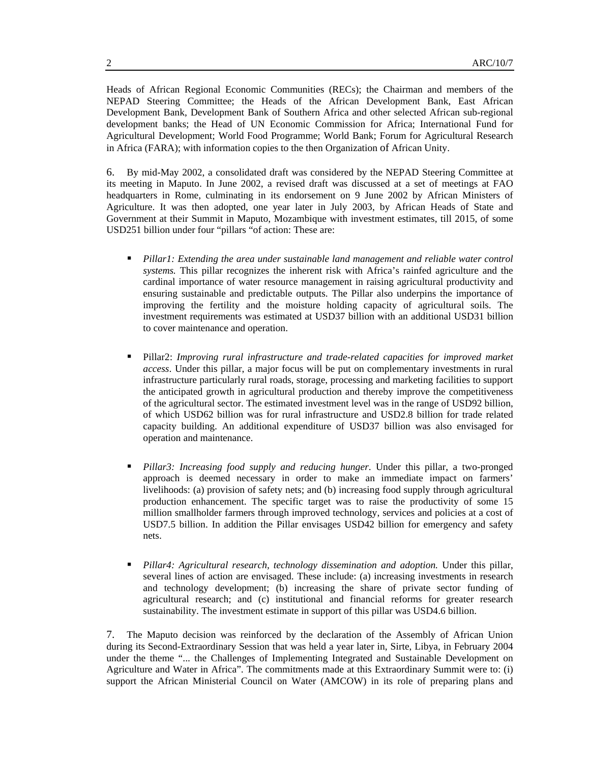Heads of African Regional Economic Communities (RECs); the Chairman and members of the NEPAD Steering Committee; the Heads of the African Development Bank, East African Development Bank, Development Bank of Southern Africa and other selected African sub-regional development banks; the Head of UN Economic Commission for Africa; International Fund for Agricultural Development; World Food Programme; World Bank; Forum for Agricultural Research in Africa (FARA); with information copies to the then Organization of African Unity.

6. By mid-May 2002, a consolidated draft was considered by the NEPAD Steering Committee at its meeting in Maputo. In June 2002, a revised draft was discussed at a set of meetings at FAO headquarters in Rome, culminating in its endorsement on 9 June 2002 by African Ministers of Agriculture. It was then adopted, one year later in July 2003, by African Heads of State and Government at their Summit in Maputo, Mozambique with investment estimates, till 2015, of some USD251 billion under four "pillars "of action: These are:

- *Pillar1: Extending the area under sustainable land management and reliable water control systems.* This pillar recognizes the inherent risk with Africa's rainfed agriculture and the cardinal importance of water resource management in raising agricultural productivity and ensuring sustainable and predictable outputs. The Pillar also underpins the importance of improving the fertility and the moisture holding capacity of agricultural soils. The investment requirements was estimated at USD37 billion with an additional USD31 billion to cover maintenance and operation.

- Pillar2: *Improving rural infrastructure and trade-related capacities for improved market access*. Under this pillar, a major focus will be put on complementary investments in rural infrastructure particularly rural roads, storage, processing and marketing facilities to support the anticipated growth in agricultural production and thereby improve the competitiveness of the agricultural sector. The estimated investment level was in the range of USD92 billion, of which USD62 billion was for rural infrastructure and USD2.8 billion for trade related capacity building. An additional expenditure of USD37 billion was also envisaged for operation and maintenance.

- *Pillar3: Increasing food supply and reducing hunger*. Under this pillar, a two-pronged approach is deemed necessary in order to make an immediate impact on farmers' livelihoods: (a) provision of safety nets; and (b) increasing food supply through agricultural production enhancement. The specific target was to raise the productivity of some 15 million smallholder farmers through improved technology, services and policies at a cost of USD7.5 billion. In addition the Pillar envisages USD42 billion for emergency and safety nets.

- *Pillar4: Agricultural research, technology dissemination and adoption.* Under this pillar, several lines of action are envisaged. These include: (a) increasing investments in research and technology development; (b) increasing the share of private sector funding of agricultural research; and (c) institutional and financial reforms for greater research sustainability. The investment estimate in support of this pillar was USD4.6 billion.

7. The Maputo decision was reinforced by the declaration of the Assembly of African Union during its Second-Extraordinary Session that was held a year later in, Sirte, Libya, in February 2004 under the theme "... the Challenges of Implementing Integrated and Sustainable Development on Agriculture and Water in Africa". The commitments made at this Extraordinary Summit were to: (i) support the African Ministerial Council on Water (AMCOW) in its role of preparing plans and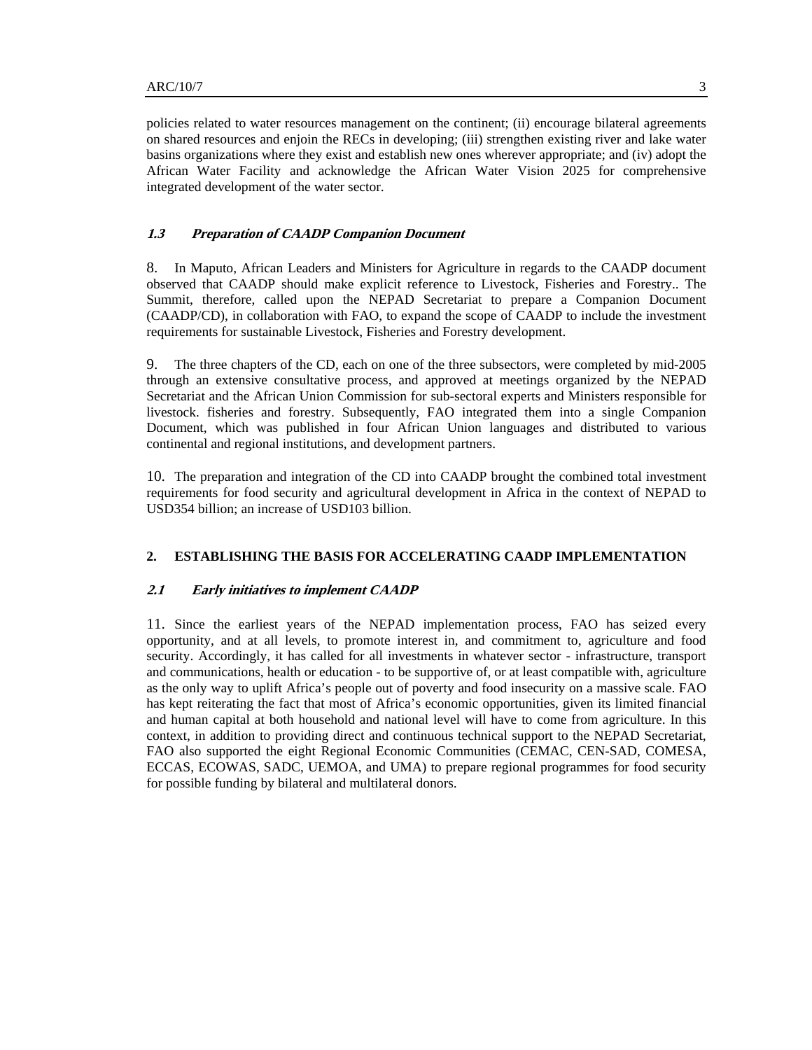policies related to water resources management on the continent; (ii) encourage bilateral agreements on shared resources and enjoin the RECs in developing; (iii) strengthen existing river and lake water basins organizations where they exist and establish new ones wherever appropriate; and (iv) adopt the African Water Facility and acknowledge the African Water Vision 2025 for comprehensive integrated development of the water sector.

### *1.3 Preparation of CAADP Companion Document*

8. In Maputo, African Leaders and Ministers for Agriculture in regards to the CAADP document observed that CAADP should make explicit reference to Livestock, Fisheries and Forestry.. The Summit, therefore, called upon the NEPAD Secretariat to prepare a Companion Document (CAADP/CD), in collaboration with FAO, to expand the scope of CAADP to include the investment requirements for sustainable Livestock, Fisheries and Forestry development.

9. The three chapters of the CD, each on one of the three subsectors, were completed by mid-2005 through an extensive consultative process, and approved at meetings organized by the NEPAD Secretariat and the African Union Commission for sub-sectoral experts and Ministers responsible for livestock. fisheries and forestry. Subsequently, FAO integrated them into a single Companion Document, which was published in four African Union languages and distributed to various continental and regional institutions, and development partners.

10. The preparation and integration of the CD into CAADP brought the combined total investment requirements for food security and agricultural development in Africa in the context of NEPAD to USD354 billion; an increase of USD103 billion.

## 2. ESTABLISHING THE BASIS FOR ACCELERATING CAADP IMPLEMENTATION

### *2.1 Early initiatives to implement CAADP*

11. Since the earliest years of the NEPAD implementation process, FAO has seized every opportunity, and at all levels, to promote interest in, and commitment to, agriculture and food security. Accordingly, it has called for all investments in whatever sector - infrastructure, transport and communications, health or education - to be supportive of, or at least compatible with, agriculture as the only way to uplift Africa's people out of poverty and food insecurity on a massive scale. FAO has kept reiterating the fact that most of Africa's economic opportunities, given its limited financial and human capital at both household and national level will have to come from agriculture. In this context, in addition to providing direct and continuous technical support to the NEPAD Secretariat, FAO also supported the eight Regional Economic Communities (CEMAC, CEN-SAD, COMESA, ECCAS, ECOWAS, SADC, UEMOA, and UMA) to prepare regional programmes for food security for possible funding by bilateral and multilateral donors.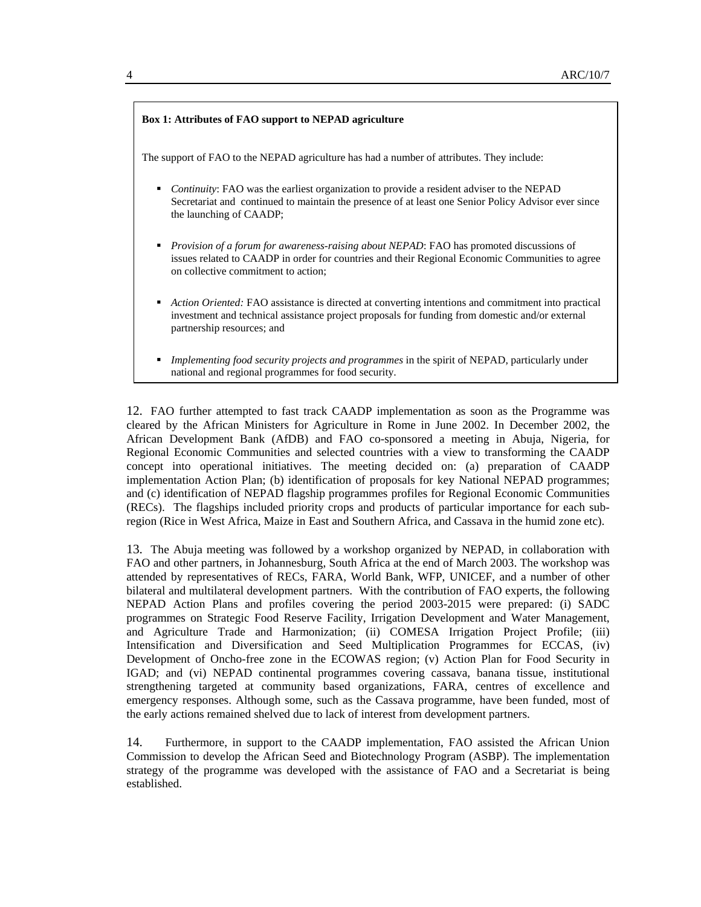**Box 1: Attributes of FAO support to NEPAD agriculture**

The support of FAO to the NEPAD agriculture has had a number of attributes. They include:

- *Continuity*: FAO was the earliest organization to provide a resident adviser to the NEPAD Secretariat and continued to maintain the presence of at least one Senior Policy Advisor ever since the launching of CAADP;
- *Provision of a forum for awareness-raising about NEPAD*: FAO has promoted discussions of issues related to CAADP in order for countries and their Regional Economic Communities to agree on collective commitment to action;
- *Action Oriented:* FAO assistance is directed at converting intentions and commitment into practical investment and technical assistance project proposals for funding from domestic and/or external partnership resources; and
- *Implementing food security projects and programmes* in the spirit of NEPAD, particularly under national and regional programmes for food security.

12. FAO further attempted to fast track CAADP implementation as soon as the Programme was cleared by the African Ministers for Agriculture in Rome in June 2002. In December 2002, the African Development Bank (AfDB) and FAO co-sponsored a meeting in Abuja, Nigeria, for Regional Economic Communities and selected countries with a view to transforming the CAADP concept into operational initiatives. The meeting decided on: (a) preparation of CAADP implementation Action Plan; (b) identification of proposals for key National NEPAD programmes; and (c) identification of NEPAD flagship programmes profiles for Regional Economic Communities (RECs). The flagships included priority crops and products of particular importance for each sub-region (Rice in West Africa, Maize in East and Southern Africa, and Cassava in the humid zone etc).

13. The Abuja meeting was followed by a workshop organized by NEPAD, in collaboration with FAO and other partners, in Johannesburg, South Africa at the end of March 2003. The workshop was attended by representatives of RECs, FARA, World Bank, WFP, UNICEF, and a number of other bilateral and multilateral development partners. With the contribution of FAO experts, the following NEPAD Action Plans and profiles covering the period 2003-2015 were prepared: (i) SADC programmes on Strategic Food Reserve Facility, Irrigation Development and Water Management, and Agriculture Trade and Harmonization; (ii) COMESA Irrigation Project Profile; (iii) Intensification and Diversification and Seed Multiplication Programmes for ECCAS, (iv) Development of Oncho-free zone in the ECOWAS region; (v) Action Plan for Food Security in IGAD; and (vi) NEPAD continental programmes covering cassava, banana tissue, institutional strengthening targeted at community based organizations, FARA, centres of excellence and emergency responses. Although some, such as the Cassava programme, have been funded, most of the early actions remained shelved due to lack of interest from development partners.

14. Furthermore, in support to the CAADP implementation, FAO assisted the African Union Commission to develop the African Seed and Biotechnology Program (ASBP). The implementation strategy of the programme was developed with the assistance of FAO and a Secretariat is being established.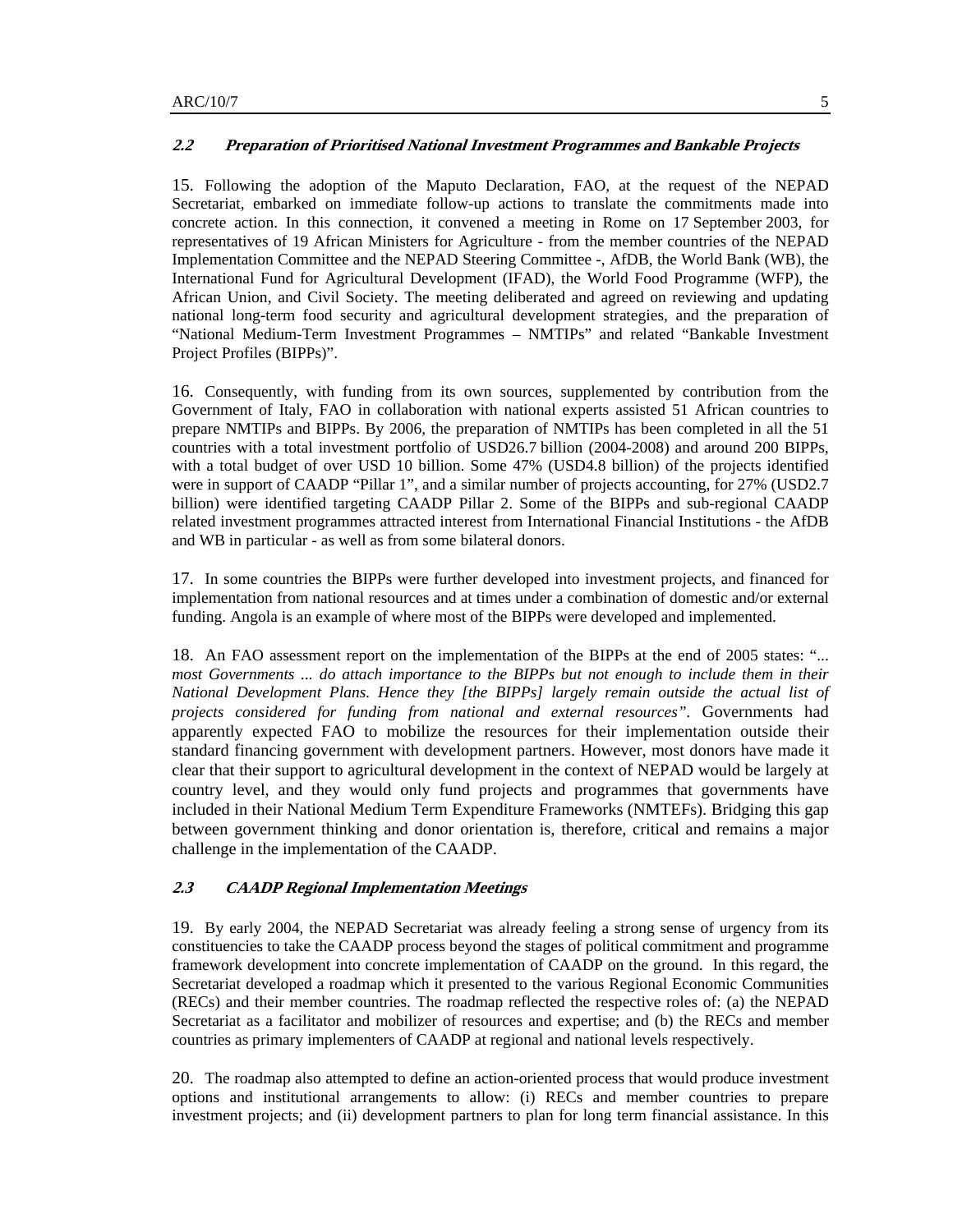### *2.2 Preparation of Prioritised National Investment Programmes and Bankable Projects*

15. Following the adoption of the Maputo Declaration, FAO, at the request of the NEPAD Secretariat, embarked on immediate follow-up actions to translate the commitments made into concrete action. In this connection, it convened a meeting in Rome on 17 September 2003, for representatives of 19 African Ministers for Agriculture - from the member countries of the NEPAD Implementation Committee and the NEPAD Steering Committee -, AfDB, the World Bank (WB), the International Fund for Agricultural Development (IFAD), the World Food Programme (WFP), the African Union, and Civil Society. The meeting deliberated and agreed on reviewing and updating national long-term food security and agricultural development strategies, and the preparation of "National Medium-Term Investment Programmes – NMTIPs" and related "Bankable Investment Project Profiles (BIPPs)".

16. Consequently, with funding from its own sources, supplemented by contribution from the Government of Italy, FAO in collaboration with national experts assisted 51 African countries to prepare NMTIPs and BIPPs. By 2006, the preparation of NMTIPs has been completed in all the 51 countries with a total investment portfolio of USD26.7 billion (2004-2008) and around 200 BIPPs, with a total budget of over USD 10 billion. Some 47% (USD4.8 billion) of the projects identified were in support of CAADP "Pillar 1", and a similar number of projects accounting, for 27% (USD2.7 billion) were identified targeting CAADP Pillar 2. Some of the BIPPs and sub-regional CAADP related investment programmes attracted interest from International Financial Institutions - the AfDB and WB in particular - as well as from some bilateral donors.

17. In some countries the BIPPs were further developed into investment projects, and financed for implementation from national resources and at times under a combination of domestic and/or external funding. Angola is an example of where most of the BIPPs were developed and implemented.

18. An FAO assessment report on the implementation of the BIPPs at the end of 2005 states: "*... most Governments ... do attach importance to the BIPPs but not enough to include them in their National Development Plans. Hence they [the BIPPs] largely remain outside the actual list of projects considered for funding from national and external resources"*. Governments had apparently expected FAO to mobilize the resources for their implementation outside their standard financing government with development partners. However, most donors have made it clear that their support to agricultural development in the context of NEPAD would be largely at country level, and they would only fund projects and programmes that governments have included in their National Medium Term Expenditure Frameworks (NMTEFs). Bridging this gap between government thinking and donor orientation is, therefore, critical and remains a major challenge in the implementation of the CAADP.

### *2.3 CAADP Regional Implementation Meetings*

19. By early 2004, the NEPAD Secretariat was already feeling a strong sense of urgency from its constituencies to take the CAADP process beyond the stages of political commitment and programme framework development into concrete implementation of CAADP on the ground. In this regard, the Secretariat developed a roadmap which it presented to the various Regional Economic Communities (RECs) and their member countries. The roadmap reflected the respective roles of: (a) the NEPAD Secretariat as a facilitator and mobilizer of resources and expertise; and (b) the RECs and member countries as primary implementers of CAADP at regional and national levels respectively.

20. The roadmap also attempted to define an action-oriented process that would produce investment options and institutional arrangements to allow: (i) RECs and member countries to prepare investment projects; and (ii) development partners to plan for long term financial assistance. In this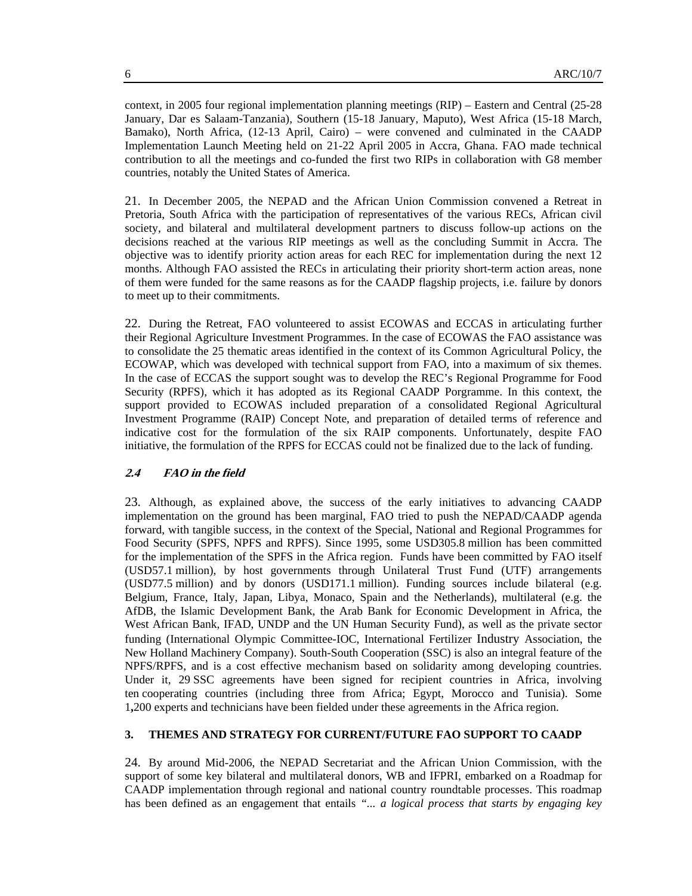context, in 2005 four regional implementation planning meetings (RIP) – Eastern and Central (25-28 January, Dar es Salaam-Tanzania), Southern (15-18 January, Maputo), West Africa (15-18 March, Bamako), North Africa, (12-13 April, Cairo) – were convened and culminated in the CAADP Implementation Launch Meeting held on 21-22 April 2005 in Accra, Ghana. FAO made technical contribution to all the meetings and co-funded the first two RIPs in collaboration with G8 member countries, notably the United States of America.

21. In December 2005, the NEPAD and the African Union Commission convened a Retreat in Pretoria, South Africa with the participation of representatives of the various RECs, African civil society, and bilateral and multilateral development partners to discuss follow-up actions on the decisions reached at the various RIP meetings as well as the concluding Summit in Accra. The objective was to identify priority action areas for each REC for implementation during the next 12 months. Although FAO assisted the RECs in articulating their priority short-term action areas, none of them were funded for the same reasons as for the CAADP flagship projects, i.e. failure by donors to meet up to their commitments.

22. During the Retreat, FAO volunteered to assist ECOWAS and ECCAS in articulating further their Regional Agriculture Investment Programmes. In the case of ECOWAS the FAO assistance was to consolidate the 25 thematic areas identified in the context of its Common Agricultural Policy, the ECOWAP, which was developed with technical support from FAO, into a maximum of six themes. In the case of ECCAS the support sought was to develop the REC's Regional Programme for Food Security (RPFS), which it has adopted as its Regional CAADP Porgramme. In this context, the support provided to ECOWAS included preparation of a consolidated Regional Agricultural Investment Programme (RAIP) Concept Note, and preparation of detailed terms of reference and indicative cost for the formulation of the six RAIP components. Unfortunately, despite FAO initiative, the formulation of the RPFS for ECCAS could not be finalized due to the lack of funding.

### *2.4 FAO in the field*

23. Although, as explained above, the success of the early initiatives to advancing CAADP implementation on the ground has been marginal, FAO tried to push the NEPAD/CAADP agenda forward, with tangible success, in the context of the Special, National and Regional Programmes for Food Security (SPFS, NPFS and RPFS). Since 1995, some USD305.8 million has been committed for the implementation of the SPFS in the Africa region. Funds have been committed by FAO itself (USD57.1 million), by host governments through Unilateral Trust Fund (UTF) arrangements (USD77.5 million) and by donors (USD171.1 million). Funding sources include bilateral (e.g. Belgium, France, Italy, Japan, Libya, Monaco, Spain and the Netherlands), multilateral (e.g. the AfDB, the Islamic Development Bank, the Arab Bank for Economic Development in Africa, the West African Bank, IFAD, UNDP and the UN Human Security Fund), as well as the private sector funding (International Olympic Committee-IOC, International Fertilizer Industry Association, the New Holland Machinery Company). South-South Cooperation (SSC) is also an integral feature of the NPFS/RPFS, and is a cost effective mechanism based on solidarity among developing countries. Under it, 29 SSC agreements have been signed for recipient countries in Africa, involving ten cooperating countries (including three from Africa; Egypt, Morocco and Tunisia). Some 1,200 experts and technicians have been fielded under these agreements in the Africa region.

## 3. THEMES AND STRATEGY FOR CURRENT/FUTURE FAO SUPPORT TO CAADP

24. By around Mid-2006, the NEPAD Secretariat and the African Union Commission, with the support of some key bilateral and multilateral donors, WB and IFPRI, embarked on a Roadmap for CAADP implementation through regional and national country roundtable processes. This roadmap has been defined as an engagement that entails *"... a logical process that starts by engaging key*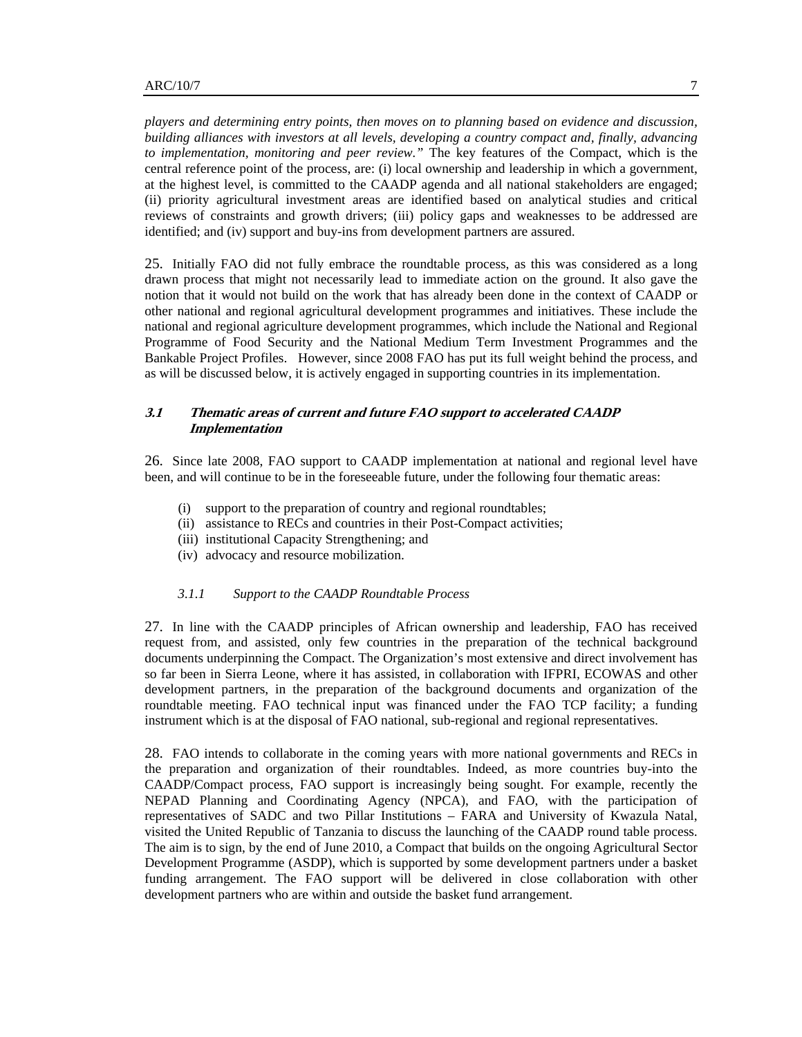*players and determining entry points, then moves on to planning based on evidence and discussion, building alliances with investors at all levels, developing a country compact and, finally, advancing to implementation, monitoring and peer review."* The key features of the Compact, which is the central reference point of the process, are: (i) local ownership and leadership in which a government, at the highest level, is committed to the CAADP agenda and all national stakeholders are engaged; (ii) priority agricultural investment areas are identified based on analytical studies and critical reviews of constraints and growth drivers; (iii) policy gaps and weaknesses to be addressed are identified; and (iv) support and buy-ins from development partners are assured.

25. Initially FAO did not fully embrace the roundtable process, as this was considered as a long drawn process that might not necessarily lead to immediate action on the ground. It also gave the notion that it would not build on the work that has already been done in the context of CAADP or other national and regional agricultural development programmes and initiatives. These include the national and regional agriculture development programmes, which include the National and Regional Programme of Food Security and the National Medium Term Investment Programmes and the Bankable Project Profiles. However, since 2008 FAO has put its full weight behind the process, and as will be discussed below, it is actively engaged in supporting countries in its implementation.

### 3.1 Thematic areas of current and future FAO support to accelerated CAADP Implementation

26. Since late 2008, FAO support to CAADP implementation at national and regional level have been, and will continue to be in the foreseeable future, under the following four thematic areas:

(i) support to the preparation of country and regional roundtables;
(ii) assistance to RECs and countries in their Post-Compact activities;
(iii) institutional Capacity Strengthening; and
(iv) advocacy and resource mobilization.

#### *3.1.1 Support to the CAADP Roundtable Process*

27. In line with the CAADP principles of African ownership and leadership, FAO has received request from, and assisted, only few countries in the preparation of the technical background documents underpinning the Compact. The Organization's most extensive and direct involvement has so far been in Sierra Leone, where it has assisted, in collaboration with IFPRI, ECOWAS and other development partners, in the preparation of the background documents and organization of the roundtable meeting. FAO technical input was financed under the FAO TCP facility; a funding instrument which is at the disposal of FAO national, sub-regional and regional representatives.

28. FAO intends to collaborate in the coming years with more national governments and RECs in the preparation and organization of their roundtables. Indeed, as more countries buy-into the CAADP/Compact process, FAO support is increasingly being sought. For example, recently the NEPAD Planning and Coordinating Agency (NPCA), and FAO, with the participation of representatives of SADC and two Pillar Institutions – FARA and University of Kwazula Natal, visited the United Republic of Tanzania to discuss the launching of the CAADP round table process. The aim is to sign, by the end of June 2010, a Compact that builds on the ongoing Agricultural Sector Development Programme (ASDP), which is supported by some development partners under a basket funding arrangement. The FAO support will be delivered in close collaboration with other development partners who are within and outside the basket fund arrangement.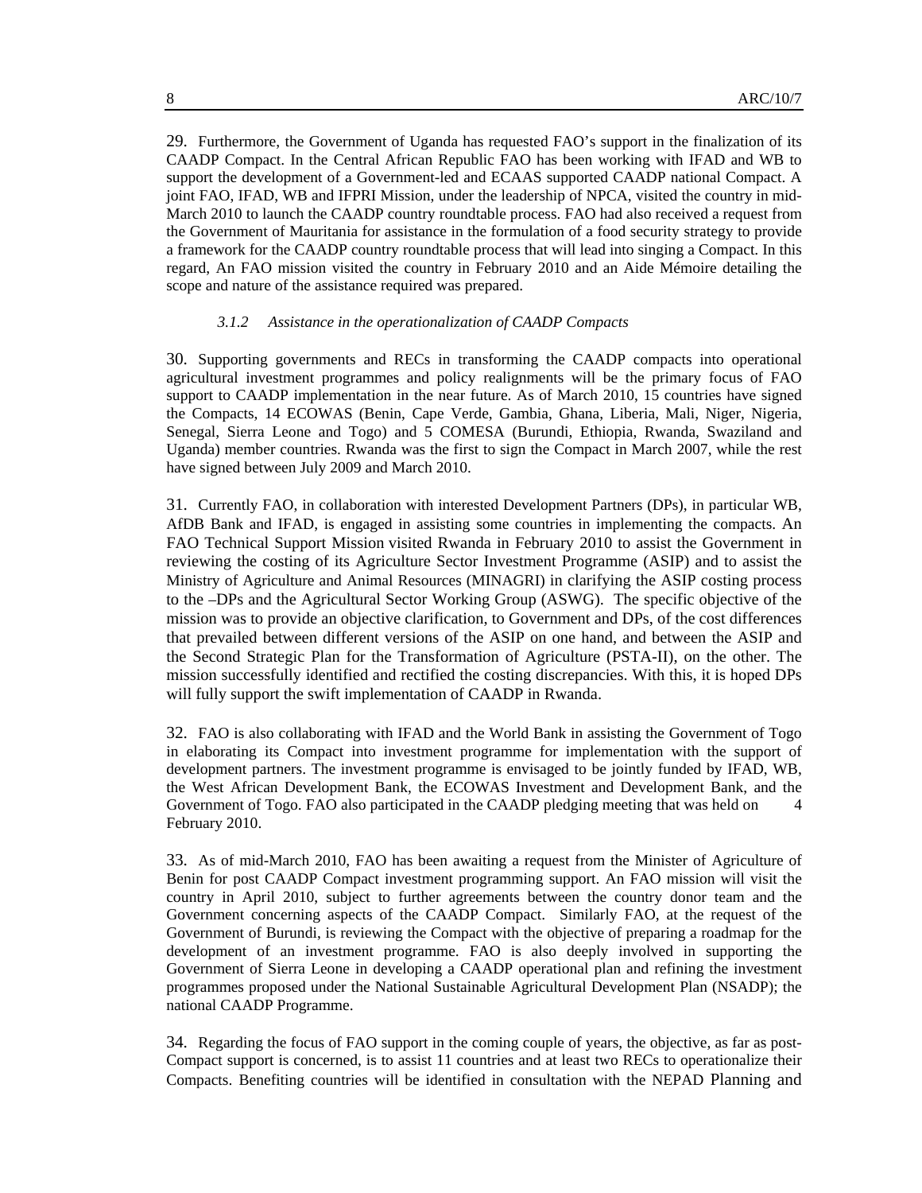29. Furthermore, the Government of Uganda has requested FAO's support in the finalization of its CAADP Compact. In the Central African Republic FAO has been working with IFAD and WB to support the development of a Government-led and ECAAS supported CAADP national Compact. A joint FAO, IFAD, WB and IFPRI Mission, under the leadership of NPCA, visited the country in mid-March 2010 to launch the CAADP country roundtable process. FAO had also received a request from the Government of Mauritania for assistance in the formulation of a food security strategy to provide a framework for the CAADP country roundtable process that will lead into singing a Compact. In this regard, An FAO mission visited the country in February 2010 and an Aide Mémoire detailing the scope and nature of the assistance required was prepared.

#### *3.1.2 Assistance in the operationalization of CAADP Compacts*

30. Supporting governments and RECs in transforming the CAADP compacts into operational agricultural investment programmes and policy realignments will be the primary focus of FAO support to CAADP implementation in the near future. As of March 2010, 15 countries have signed the Compacts, 14 ECOWAS (Benin, Cape Verde, Gambia, Ghana, Liberia, Mali, Niger, Nigeria, Senegal, Sierra Leone and Togo) and 5 COMESA (Burundi, Ethiopia, Rwanda, Swaziland and Uganda) member countries. Rwanda was the first to sign the Compact in March 2007, while the rest have signed between July 2009 and March 2010.

31. Currently FAO, in collaboration with interested Development Partners (DPs), in particular WB, AfDB Bank and IFAD, is engaged in assisting some countries in implementing the compacts. An FAO Technical Support Mission visited Rwanda in February 2010 to assist the Government in reviewing the costing of its Agriculture Sector Investment Programme (ASIP) and to assist the Ministry of Agriculture and Animal Resources (MINAGRI) in clarifying the ASIP costing process to the –DPs and the Agricultural Sector Working Group (ASWG). The specific objective of the mission was to provide an objective clarification, to Government and DPs, of the cost differences that prevailed between different versions of the ASIP on one hand, and between the ASIP and the Second Strategic Plan for the Transformation of Agriculture (PSTA-II), on the other. The mission successfully identified and rectified the costing discrepancies. With this, it is hoped DPs will fully support the swift implementation of CAADP in Rwanda.

32. FAO is also collaborating with IFAD and the World Bank in assisting the Government of Togo in elaborating its Compact into investment programme for implementation with the support of development partners. The investment programme is envisaged to be jointly funded by IFAD, WB, the West African Development Bank, the ECOWAS Investment and Development Bank, and the Government of Togo. FAO also participated in the CAADP pledging meeting that was held on 4 February 2010.

33. As of mid-March 2010, FAO has been awaiting a request from the Minister of Agriculture of Benin for post CAADP Compact investment programming support. An FAO mission will visit the country in April 2010, subject to further agreements between the country donor team and the Government concerning aspects of the CAADP Compact. Similarly FAO, at the request of the Government of Burundi, is reviewing the Compact with the objective of preparing a roadmap for the development of an investment programme. FAO is also deeply involved in supporting the Government of Sierra Leone in developing a CAADP operational plan and refining the investment programmes proposed under the National Sustainable Agricultural Development Plan (NSADP); the national CAADP Programme.

34. Regarding the focus of FAO support in the coming couple of years, the objective, as far as post-Compact support is concerned, is to assist 11 countries and at least two RECs to operationalize their Compacts. Benefiting countries will be identified in consultation with the NEPAD Planning and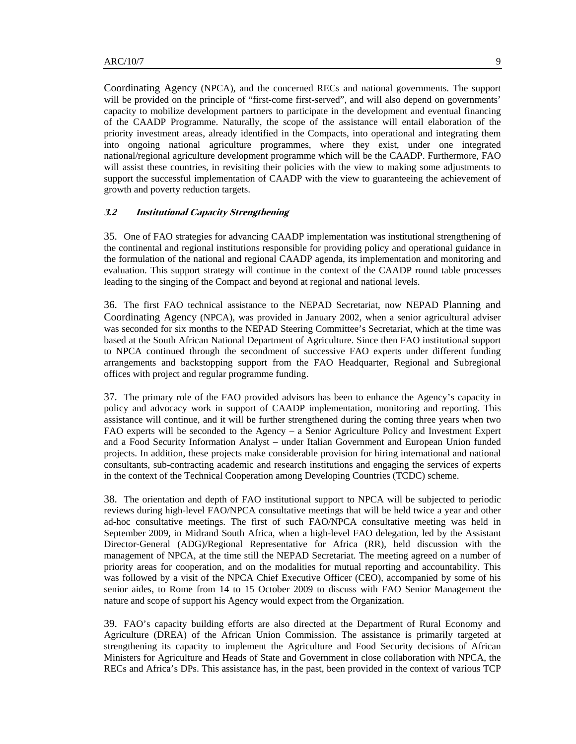Coordinating Agency (NPCA), and the concerned RECs and national governments. The support will be provided on the principle of "first-come first-served", and will also depend on governments' capacity to mobilize development partners to participate in the development and eventual financing of the CAADP Programme. Naturally, the scope of the assistance will entail elaboration of the priority investment areas, already identified in the Compacts, into operational and integrating them into ongoing national agriculture programmes, where they exist, under one integrated national/regional agriculture development programme which will be the CAADP. Furthermore, FAO will assist these countries, in revisiting their policies with the view to making some adjustments to support the successful implementation of CAADP with the view to guaranteeing the achievement of growth and poverty reduction targets.

### *3.2 Institutional Capacity Strengthening*

35. One of FAO strategies for advancing CAADP implementation was institutional strengthening of the continental and regional institutions responsible for providing policy and operational guidance in the formulation of the national and regional CAADP agenda, its implementation and monitoring and evaluation. This support strategy will continue in the context of the CAADP round table processes leading to the singing of the Compact and beyond at regional and national levels.

36. The first FAO technical assistance to the NEPAD Secretariat, now NEPAD Planning and Coordinating Agency (NPCA), was provided in January 2002, when a senior agricultural adviser was seconded for six months to the NEPAD Steering Committee's Secretariat, which at the time was based at the South African National Department of Agriculture. Since then FAO institutional support to NPCA continued through the secondment of successive FAO experts under different funding arrangements and backstopping support from the FAO Headquarter, Regional and Subregional offices with project and regular programme funding.

37. The primary role of the FAO provided advisors has been to enhance the Agency's capacity in policy and advocacy work in support of CAADP implementation, monitoring and reporting. This assistance will continue, and it will be further strengthened during the coming three years when two FAO experts will be seconded to the Agency – a Senior Agriculture Policy and Investment Expert and a Food Security Information Analyst – under Italian Government and European Union funded projects. In addition, these projects make considerable provision for hiring international and national consultants, sub-contracting academic and research institutions and engaging the services of experts in the context of the Technical Cooperation among Developing Countries (TCDC) scheme.

38. The orientation and depth of FAO institutional support to NPCA will be subjected to periodic reviews during high-level FAO/NPCA consultative meetings that will be held twice a year and other ad-hoc consultative meetings. The first of such FAO/NPCA consultative meeting was held in September 2009, in Midrand South Africa, when a high-level FAO delegation, led by the Assistant Director-General (ADG)/Regional Representative for Africa (RR), held discussion with the management of NPCA, at the time still the NEPAD Secretariat. The meeting agreed on a number of priority areas for cooperation, and on the modalities for mutual reporting and accountability. This was followed by a visit of the NPCA Chief Executive Officer (CEO), accompanied by some of his senior aides, to Rome from 14 to 15 October 2009 to discuss with FAO Senior Management the nature and scope of support his Agency would expect from the Organization.

39. FAO's capacity building efforts are also directed at the Department of Rural Economy and Agriculture (DREA) of the African Union Commission. The assistance is primarily targeted at strengthening its capacity to implement the Agriculture and Food Security decisions of African Ministers for Agriculture and Heads of State and Government in close collaboration with NPCA, the RECs and Africa's DPs. This assistance has, in the past, been provided in the context of various TCP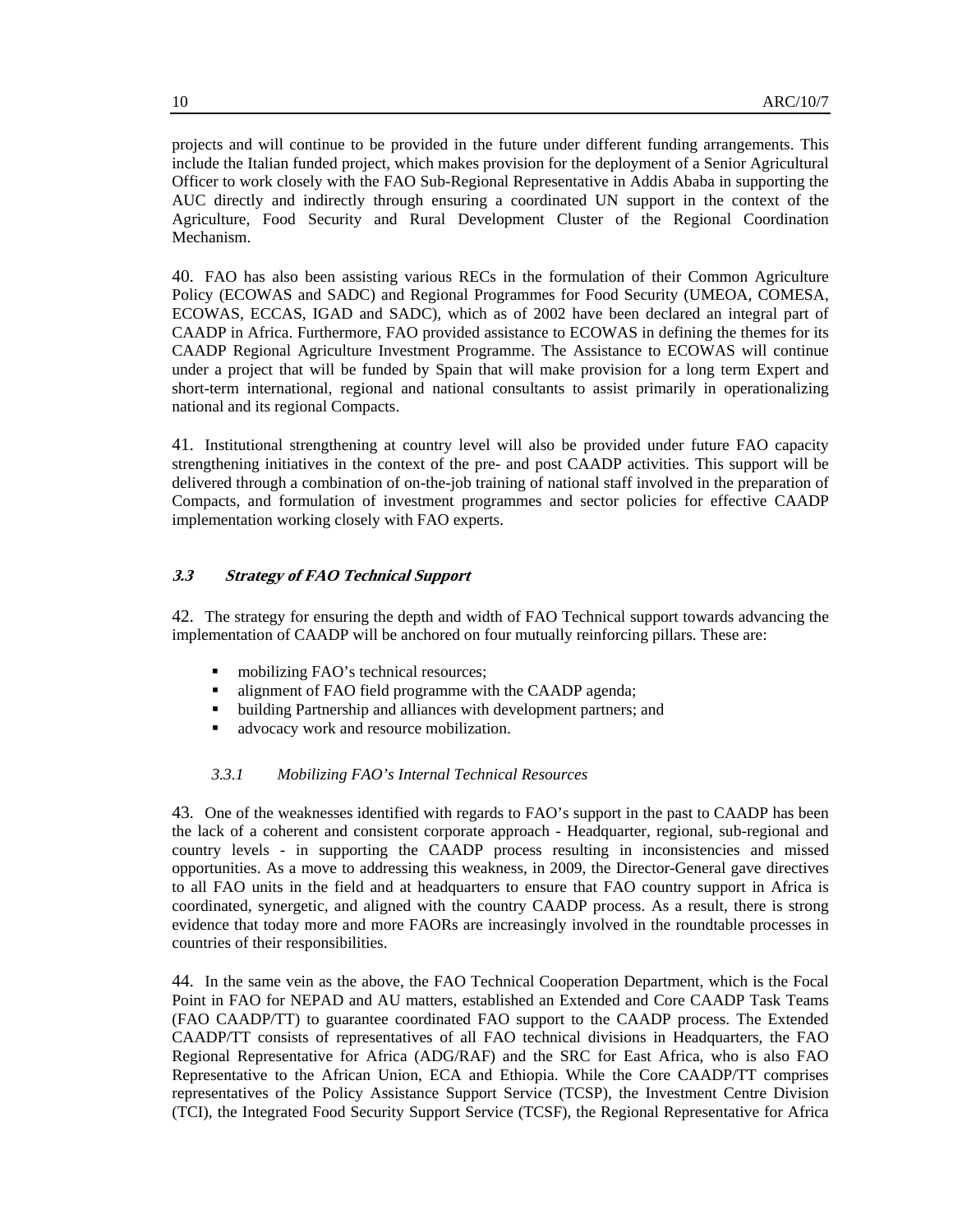projects and will continue to be provided in the future under different funding arrangements. This include the Italian funded project, which makes provision for the deployment of a Senior Agricultural Officer to work closely with the FAO Sub-Regional Representative in Addis Ababa in supporting the AUC directly and indirectly through ensuring a coordinated UN support in the context of the Agriculture, Food Security and Rural Development Cluster of the Regional Coordination Mechanism.

40. FAO has also been assisting various RECs in the formulation of their Common Agriculture Policy (ECOWAS and SADC) and Regional Programmes for Food Security (UMEOA, COMESA, ECOWAS, ECCAS, IGAD and SADC), which as of 2002 have been declared an integral part of CAADP in Africa. Furthermore, FAO provided assistance to ECOWAS in defining the themes for its CAADP Regional Agriculture Investment Programme. The Assistance to ECOWAS will continue under a project that will be funded by Spain that will make provision for a long term Expert and short-term international, regional and national consultants to assist primarily in operationalizing national and its regional Compacts.

41. Institutional strengthening at country level will also be provided under future FAO capacity strengthening initiatives in the context of the pre- and post CAADP activities. This support will be delivered through a combination of on-the-job training of national staff involved in the preparation of Compacts, and formulation of investment programmes and sector policies for effective CAADP implementation working closely with FAO experts.

### ***3.3 Strategy of FAO Technical Support***

42. The strategy for ensuring the depth and width of FAO Technical support towards advancing the implementation of CAADP will be anchored on four mutually reinforcing pillars. These are:

- mobilizing FAO's technical resources;
- alignment of FAO field programme with the CAADP agenda;
- building Partnership and alliances with development partners; and
- advocacy work and resource mobilization.

#### *3.3.1 Mobilizing FAO's Internal Technical Resources*

43. One of the weaknesses identified with regards to FAO's support in the past to CAADP has been the lack of a coherent and consistent corporate approach - Headquarter, regional, sub-regional and country levels - in supporting the CAADP process resulting in inconsistencies and missed opportunities. As a move to addressing this weakness, in 2009, the Director-General gave directives to all FAO units in the field and at headquarters to ensure that FAO country support in Africa is coordinated, synergetic, and aligned with the country CAADP process. As a result, there is strong evidence that today more and more FAORs are increasingly involved in the roundtable processes in countries of their responsibilities.

44. In the same vein as the above, the FAO Technical Cooperation Department, which is the Focal Point in FAO for NEPAD and AU matters, established an Extended and Core CAADP Task Teams (FAO CAADP/TT) to guarantee coordinated FAO support to the CAADP process. The Extended CAADP/TT consists of representatives of all FAO technical divisions in Headquarters, the FAO Regional Representative for Africa (ADG/RAF) and the SRC for East Africa, who is also FAO Representative to the African Union, ECA and Ethiopia. While the Core CAADP/TT comprises representatives of the Policy Assistance Support Service (TCSP), the Investment Centre Division (TCI), the Integrated Food Security Support Service (TCSF), the Regional Representative for Africa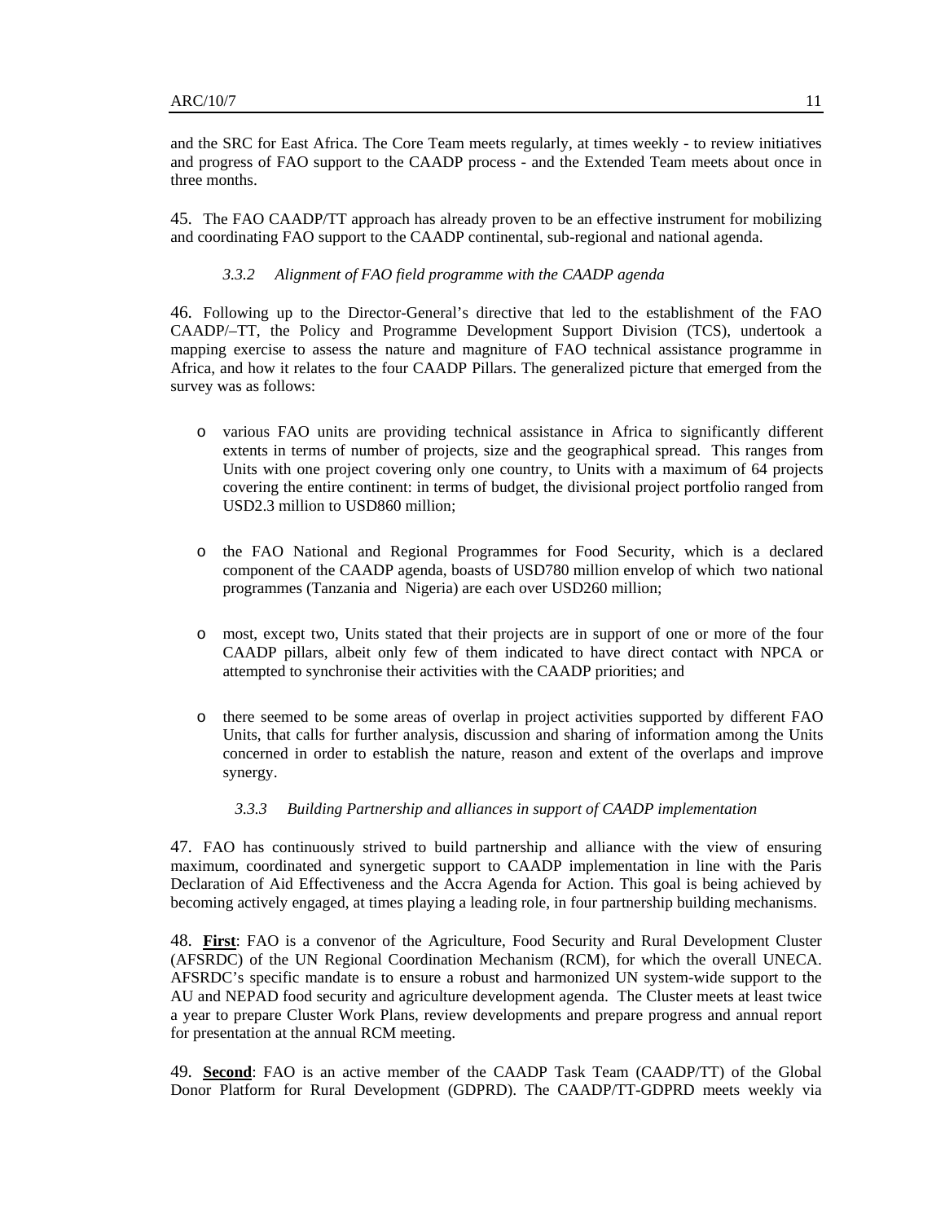and the SRC for East Africa. The Core Team meets regularly, at times weekly - to review initiatives and progress of FAO support to the CAADP process - and the Extended Team meets about once in three months.

45. The FAO CAADP/TT approach has already proven to be an effective instrument for mobilizing and coordinating FAO support to the CAADP continental, sub-regional and national agenda.

#### *3.3.2 Alignment of FAO field programme with the CAADP agenda*

46. Following up to the Director-General's directive that led to the establishment of the FAO CAADP/–TT, the Policy and Programme Development Support Division (TCS), undertook a mapping exercise to assess the nature and magniture of FAO technical assistance programme in Africa, and how it relates to the four CAADP Pillars. The generalized picture that emerged from the survey was as follows:

- various FAO units are providing technical assistance in Africa to significantly different extents in terms of number of projects, size and the geographical spread. This ranges from Units with one project covering only one country, to Units with a maximum of 64 projects covering the entire continent: in terms of budget, the divisional project portfolio ranged from USD2.3 million to USD860 million;
- the FAO National and Regional Programmes for Food Security, which is a declared component of the CAADP agenda, boasts of USD780 million envelop of which two national programmes (Tanzania and Nigeria) are each over USD260 million;
- most, except two, Units stated that their projects are in support of one or more of the four CAADP pillars, albeit only few of them indicated to have direct contact with NPCA or attempted to synchronise their activities with the CAADP priorities; and
- there seemed to be some areas of overlap in project activities supported by different FAO Units, that calls for further analysis, discussion and sharing of information among the Units concerned in order to establish the nature, reason and extent of the overlaps and improve synergy.

#### *3.3.3 Building Partnership and alliances in support of CAADP implementation*

47. FAO has continuously strived to build partnership and alliance with the view of ensuring maximum, coordinated and synergetic support to CAADP implementation in line with the Paris Declaration of Aid Effectiveness and the Accra Agenda for Action. This goal is being achieved by becoming actively engaged, at times playing a leading role, in four partnership building mechanisms.

48. **First**: FAO is a convenor of the Agriculture, Food Security and Rural Development Cluster (AFSRDC) of the UN Regional Coordination Mechanism (RCM), for which the overall UNECA. AFSRDC's specific mandate is to ensure a robust and harmonized UN system-wide support to the AU and NEPAD food security and agriculture development agenda. The Cluster meets at least twice a year to prepare Cluster Work Plans, review developments and prepare progress and annual report for presentation at the annual RCM meeting.

49. **Second**: FAO is an active member of the CAADP Task Team (CAADP/TT) of the Global Donor Platform for Rural Development (GDPRD). The CAADP/TT-GDPRD meets weekly via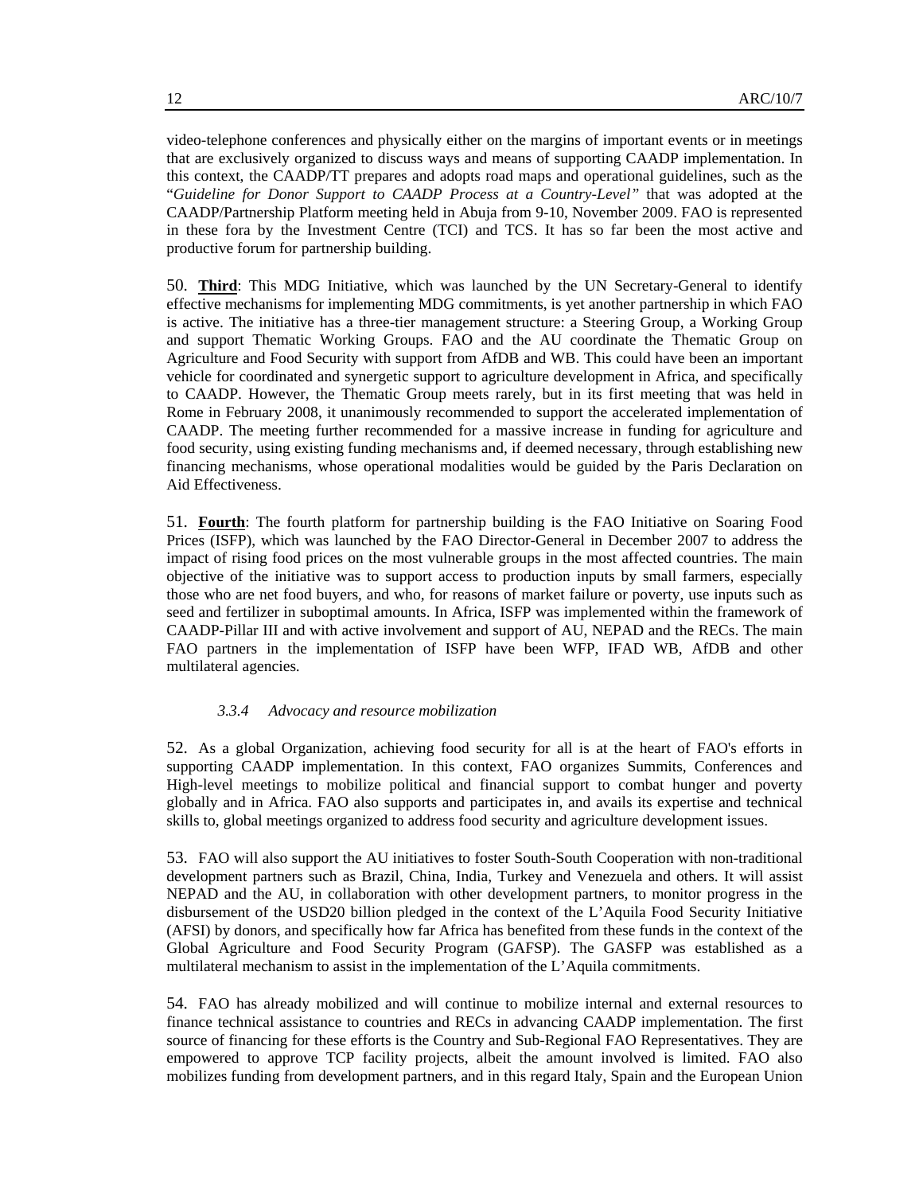video-telephone conferences and physically either on the margins of important events or in meetings that are exclusively organized to discuss ways and means of supporting CAADP implementation. In this context, the CAADP/TT prepares and adopts road maps and operational guidelines, such as the "*Guideline for Donor Support to CAADP Process at a Country-Level"* that was adopted at the CAADP/Partnership Platform meeting held in Abuja from 9-10, November 2009. FAO is represented in these fora by the Investment Centre (TCI) and TCS. It has so far been the most active and productive forum for partnership building.

50. **Third**: This MDG Initiative, which was launched by the UN Secretary-General to identify effective mechanisms for implementing MDG commitments, is yet another partnership in which FAO is active. The initiative has a three-tier management structure: a Steering Group, a Working Group and support Thematic Working Groups. FAO and the AU coordinate the Thematic Group on Agriculture and Food Security with support from AfDB and WB. This could have been an important vehicle for coordinated and synergetic support to agriculture development in Africa, and specifically to CAADP. However, the Thematic Group meets rarely, but in its first meeting that was held in Rome in February 2008, it unanimously recommended to support the accelerated implementation of CAADP. The meeting further recommended for a massive increase in funding for agriculture and food security, using existing funding mechanisms and, if deemed necessary, through establishing new financing mechanisms, whose operational modalities would be guided by the Paris Declaration on Aid Effectiveness.

51. **Fourth**: The fourth platform for partnership building is the FAO Initiative on Soaring Food Prices (ISFP), which was launched by the FAO Director-General in December 2007 to address the impact of rising food prices on the most vulnerable groups in the most affected countries. The main objective of the initiative was to support access to production inputs by small farmers, especially those who are net food buyers, and who, for reasons of market failure or poverty, use inputs such as seed and fertilizer in suboptimal amounts. In Africa, ISFP was implemented within the framework of CAADP-Pillar III and with active involvement and support of AU, NEPAD and the RECs. The main FAO partners in the implementation of ISFP have been WFP, IFAD WB, AfDB and other multilateral agencies.

#### *3.3.4 Advocacy and resource mobilization*

52. As a global Organization, achieving food security for all is at the heart of FAO's efforts in supporting CAADP implementation. In this context, FAO organizes Summits, Conferences and High-level meetings to mobilize political and financial support to combat hunger and poverty globally and in Africa. FAO also supports and participates in, and avails its expertise and technical skills to, global meetings organized to address food security and agriculture development issues.

53. FAO will also support the AU initiatives to foster South-South Cooperation with non-traditional development partners such as Brazil, China, India, Turkey and Venezuela and others. It will assist NEPAD and the AU, in collaboration with other development partners, to monitor progress in the disbursement of the USD20 billion pledged in the context of the L'Aquila Food Security Initiative (AFSI) by donors, and specifically how far Africa has benefited from these funds in the context of the Global Agriculture and Food Security Program (GAFSP). The GASFP was established as a multilateral mechanism to assist in the implementation of the L'Aquila commitments.

54. FAO has already mobilized and will continue to mobilize internal and external resources to finance technical assistance to countries and RECs in advancing CAADP implementation. The first source of financing for these efforts is the Country and Sub-Regional FAO Representatives. They are empowered to approve TCP facility projects, albeit the amount involved is limited. FAO also mobilizes funding from development partners, and in this regard Italy, Spain and the European Union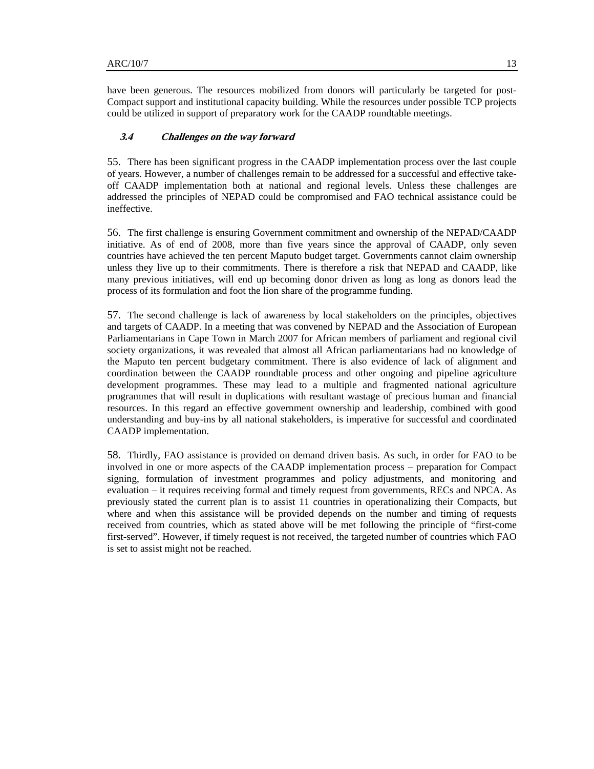have been generous. The resources mobilized from donors will particularly be targeted for post-Compact support and institutional capacity building. While the resources under possible TCP projects could be utilized in support of preparatory work for the CAADP roundtable meetings.

### *3.4 Challenges on the way forward*

55. There has been significant progress in the CAADP implementation process over the last couple of years. However, a number of challenges remain to be addressed for a successful and effective take-off CAADP implementation both at national and regional levels. Unless these challenges are addressed the principles of NEPAD could be compromised and FAO technical assistance could be ineffective.

56. The first challenge is ensuring Government commitment and ownership of the NEPAD/CAADP initiative. As of end of 2008, more than five years since the approval of CAADP, only seven countries have achieved the ten percent Maputo budget target. Governments cannot claim ownership unless they live up to their commitments. There is therefore a risk that NEPAD and CAADP, like many previous initiatives, will end up becoming donor driven as long as long as donors lead the process of its formulation and foot the lion share of the programme funding.

57. The second challenge is lack of awareness by local stakeholders on the principles, objectives and targets of CAADP. In a meeting that was convened by NEPAD and the Association of European Parliamentarians in Cape Town in March 2007 for African members of parliament and regional civil society organizations, it was revealed that almost all African parliamentarians had no knowledge of the Maputo ten percent budgetary commitment. There is also evidence of lack of alignment and coordination between the CAADP roundtable process and other ongoing and pipeline agriculture development programmes. These may lead to a multiple and fragmented national agriculture programmes that will result in duplications with resultant wastage of precious human and financial resources. In this regard an effective government ownership and leadership, combined with good understanding and buy-ins by all national stakeholders, is imperative for successful and coordinated CAADP implementation.

58. Thirdly, FAO assistance is provided on demand driven basis. As such, in order for FAO to be involved in one or more aspects of the CAADP implementation process – preparation for Compact signing, formulation of investment programmes and policy adjustments, and monitoring and evaluation – it requires receiving formal and timely request from governments, RECs and NPCA. As previously stated the current plan is to assist 11 countries in operationalizing their Compacts, but where and when this assistance will be provided depends on the number and timing of requests received from countries, which as stated above will be met following the principle of "first-come first-served". However, if timely request is not received, the targeted number of countries which FAO is set to assist might not be reached.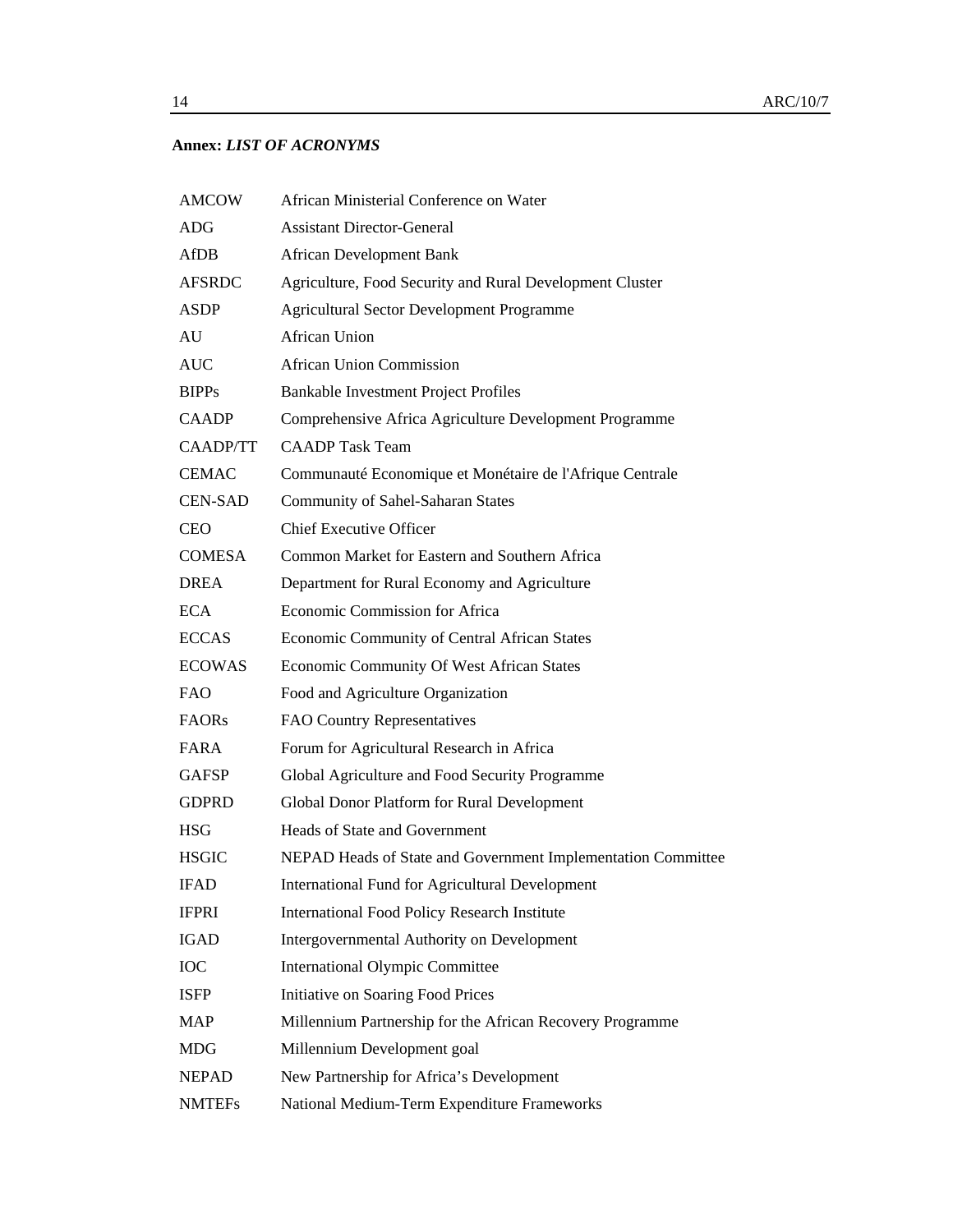**Annex:** ***LIST OF ACRONYMS***

| | |
|---|---|
| AMCOW | African Ministerial Conference on Water |
| ADG | Assistant Director-General |
| AfDB | African Development Bank |
| AFSRDC | Agriculture, Food Security and Rural Development Cluster |
| ASDP | Agricultural Sector Development Programme |
| AU | African Union |
| AUC | African Union Commission |
| BIPPs | Bankable Investment Project Profiles |
| CAADP | Comprehensive Africa Agriculture Development Programme |
| CAADP/TT | CAADP Task Team |
| CEMAC | Communauté Economique et Monétaire de l'Afrique Centrale |
| CEN-SAD | Community of Sahel-Saharan States |
| CEO | Chief Executive Officer |
| COMESA | Common Market for Eastern and Southern Africa |
| DREA | Department for Rural Economy and Agriculture |
| ECA | Economic Commission for Africa |
| ECCAS | Economic Community of Central African States |
| ECOWAS | Economic Community Of West African States |
| FAO | Food and Agriculture Organization |
| FAORs | FAO Country Representatives |
| FARA | Forum for Agricultural Research in Africa |
| GAFSP | Global Agriculture and Food Security Programme |
| GDPRD | Global Donor Platform for Rural Development |
| HSG | Heads of State and Government |
| HSGIC | NEPAD Heads of State and Government Implementation Committee |
| IFAD | International Fund for Agricultural Development |
| IFPRI | International Food Policy Research Institute |
| IGAD | Intergovernmental Authority on Development |
| IOC | International Olympic Committee |
| ISFP | Initiative on Soaring Food Prices |
| MAP | Millennium Partnership for the African Recovery Programme |
| MDG | Millennium Development goal |
| NEPAD | New Partnership for Africa's Development |
| NMTEFs | National Medium-Term Expenditure Frameworks |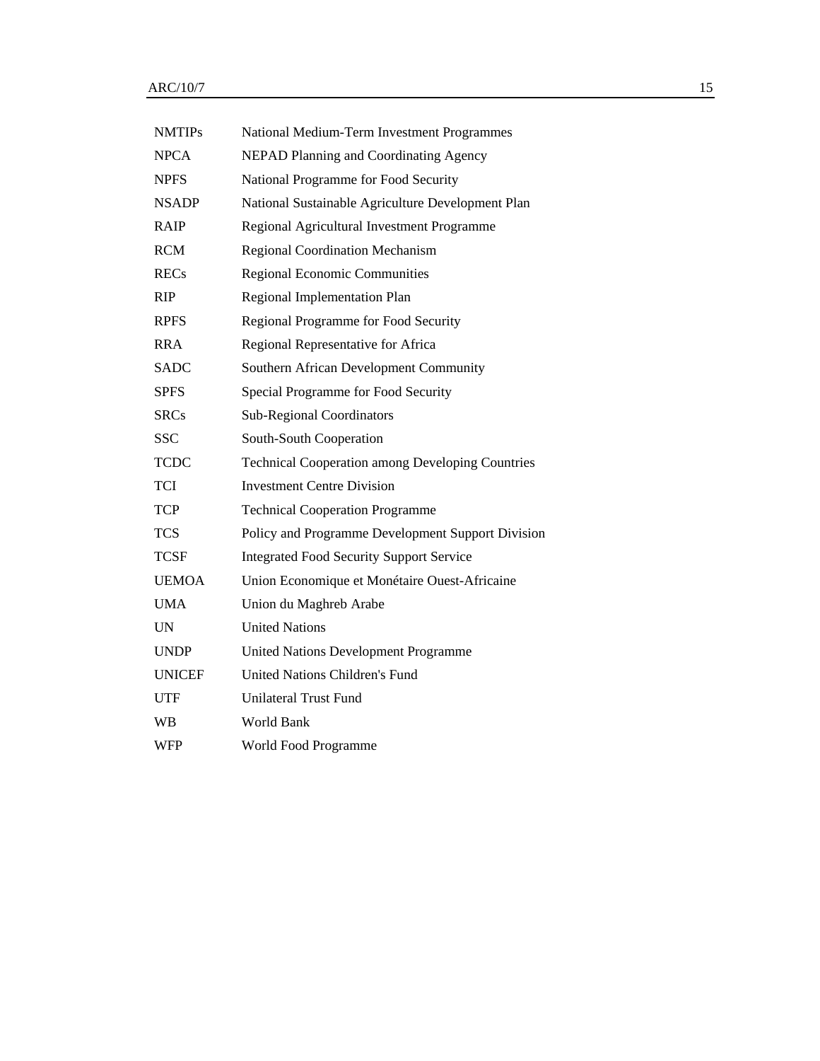| | |
|---|---|
| NMTIPs | National Medium-Term Investment Programmes |
| NPCA | NEPAD Planning and Coordinating Agency |
| NPFS | National Programme for Food Security |
| NSADP | National Sustainable Agriculture Development Plan |
| RAIP | Regional Agricultural Investment Programme |
| RCM | Regional Coordination Mechanism |
| RECs | Regional Economic Communities |
| RIP | Regional Implementation Plan |
| RPFS | Regional Programme for Food Security |
| RRA | Regional Representative for Africa |
| SADC | Southern African Development Community |
| SPFS | Special Programme for Food Security |
| SRCs | Sub-Regional Coordinators |
| SSC | South-South Cooperation |
| TCDC | Technical Cooperation among Developing Countries |
| TCI | Investment Centre Division |
| TCP | Technical Cooperation Programme |
| TCS | Policy and Programme Development Support Division |
| TCSF | Integrated Food Security Support Service |
| UEMOA | Union Economique et Monétaire Ouest-Africaine |
| UMA | Union du Maghreb Arabe |
| UN | United Nations |
| UNDP | United Nations Development Programme |
| UNICEF | United Nations Children's Fund |
| UTF | Unilateral Trust Fund |
| WB | World Bank |
| WFP | World Food Programme |